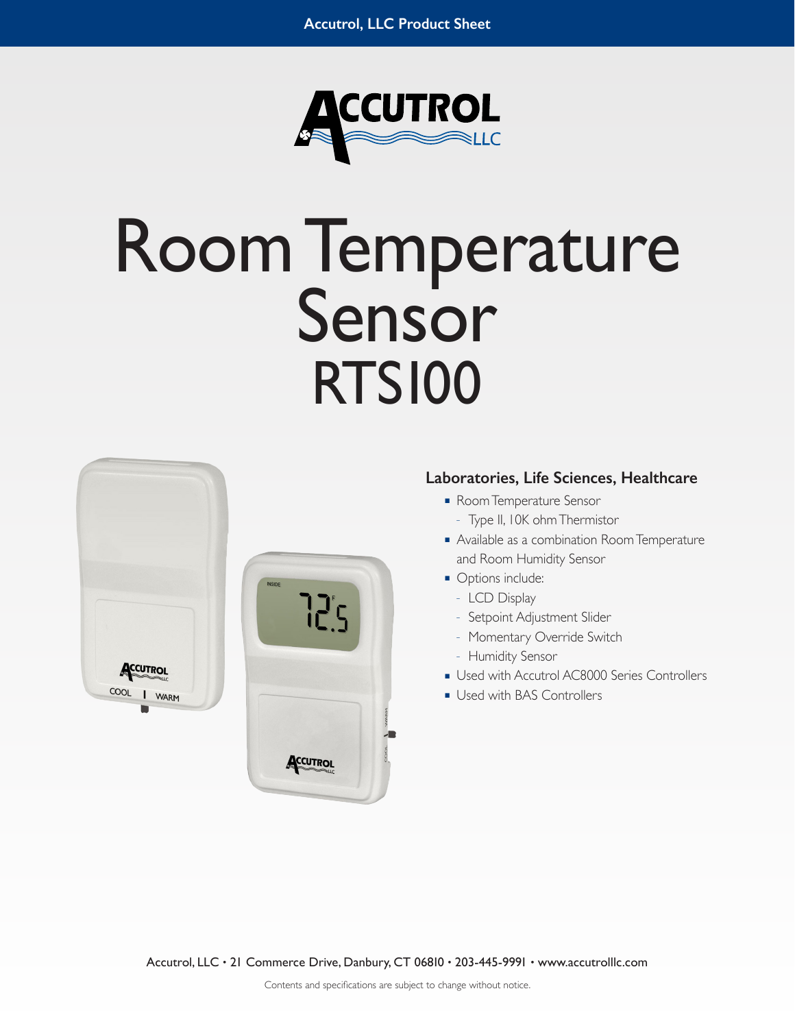Accutrol, LLC Product Sheet

# Room Temperature Sensor
# RTS100

## Laboratories, Life Sciences, Healthcare

- Room Temperature Sensor
  - Type II, 10K ohm Thermistor
- Available as a combination Room Temperature and Room Humidity Sensor
- Options include:
  - LCD Display
  - Setpoint Adjustment Slider
  - Momentary Override Switch
  - Humidity Sensor
- Used with Accutrol AC8000 Series Controllers
- Used with BAS Controllers

Accutrol, LLC • 21 Commerce Drive, Danbury, CT 06810 • 203-445-9991 • www.accutrolllc.com

Contents and specifications are subject to change without notice.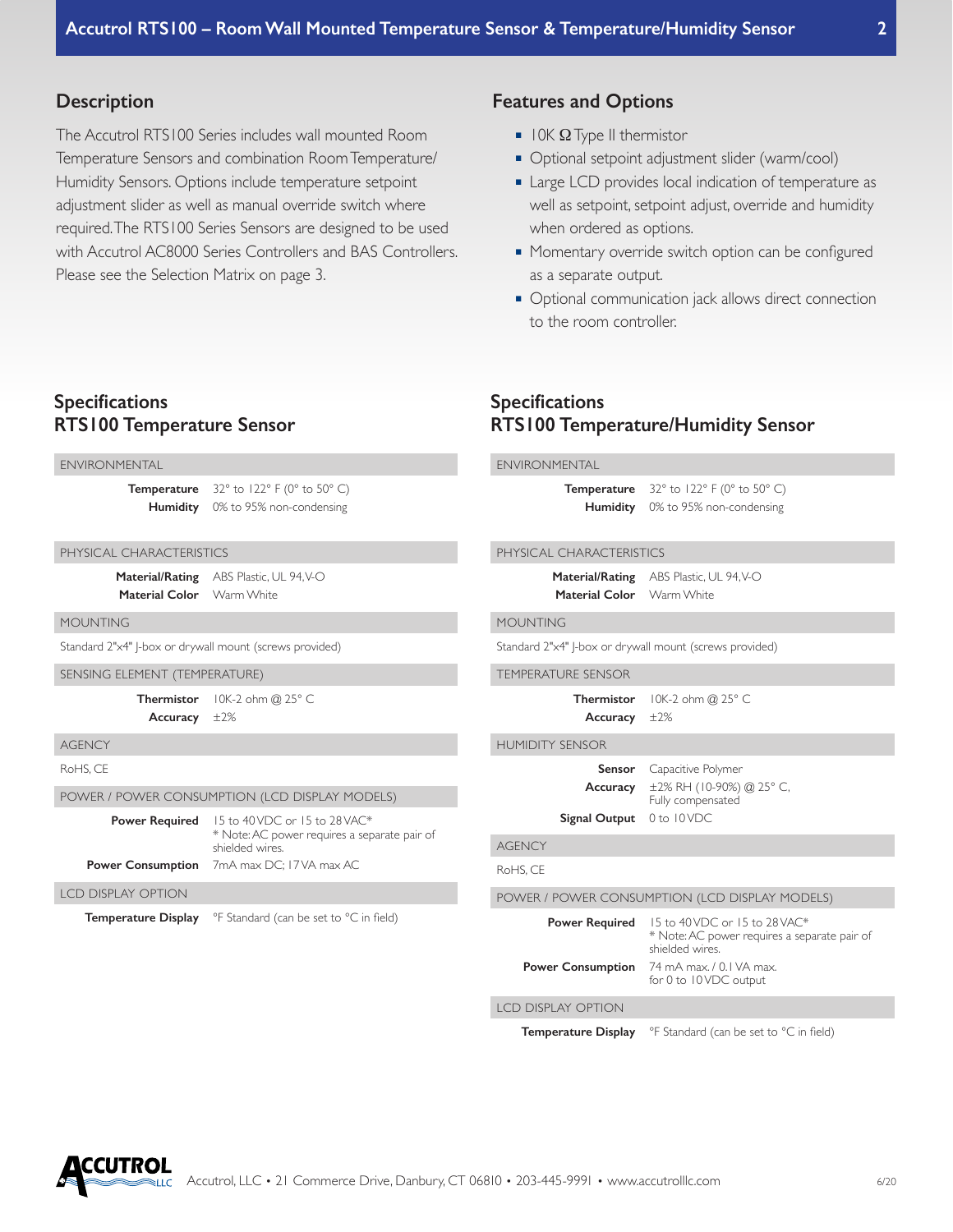## Description

The Accutrol RTS100 Series includes wall mounted Room Temperature Sensors and combination Room Temperature/ Humidity Sensors. Options include temperature setpoint adjustment slider as well as manual override switch where required. The RTS100 Series Sensors are designed to be used with Accutrol AC8000 Series Controllers and BAS Controllers. Please see the Selection Matrix on page 3.

## Features and Options

- 10K Ω Type II thermistor
- Optional setpoint adjustment slider (warm/cool)
- Large LCD provides local indication of temperature as well as setpoint, setpoint adjust, override and humidity when ordered as options.
- Momentary override switch option can be configured as a separate output.
- Optional communication jack allows direct connection to the room controller.

## Specifications RTS100 Temperature Sensor

**ENVIRONMENTAL**

| | |
|---|---|
| **Temperature** | 32° to 122° F (0° to 50° C) |
| **Humidity** | 0% to 95% non-condensing |

**PHYSICAL CHARACTERISTICS**

| | |
|---|---|
| **Material/Rating** | ABS Plastic, UL 94, V-O |
| **Material Color** | Warm White |

**MOUNTING**

Standard 2"x4" J-box or drywall mount (screws provided)

**SENSING ELEMENT (TEMPERATURE)**

| | |
|---|---|
| **Thermistor** | 10K-2 ohm @ 25° C |
| **Accuracy** | ±2% |

**AGENCY**

RoHS, CE

**POWER / POWER CONSUMPTION (LCD DISPLAY MODELS)**

| | |
|---|---|
| **Power Required** | 15 to 40 VDC or 15 to 28 VAC* <br> * Note: AC power requires a separate pair of shielded wires. |
| **Power Consumption** | 7mA max DC; 17VA max AC |

**LCD DISPLAY OPTION**

| | |
|---|---|
| **Temperature Display** | °F Standard (can be set to °C in field) |

## Specifications RTS100 Temperature/Humidity Sensor

**ENVIRONMENTAL**

| | |
|---|---|
| **Temperature** | 32° to 122° F (0° to 50° C) |
| **Humidity** | 0% to 95% non-condensing |

**PHYSICAL CHARACTERISTICS**

| | |
|---|---|
| **Material/Rating** | ABS Plastic, UL 94, V-O |
| **Material Color** | Warm White |

**MOUNTING**

Standard 2"x4" J-box or drywall mount (screws provided)

**TEMPERATURE SENSOR**

| | |
|---|---|
| **Thermistor** | 10K-2 ohm @ 25° C |
| **Accuracy** | ±2% |

**HUMIDITY SENSOR**

| | |
|---|---|
| **Sensor** | Capacitive Polymer |
| **Accuracy** | ±2% RH (10-90%) @ 25° C, Fully compensated |
| **Signal Output** | 0 to 10 VDC |

**AGENCY**

RoHS, CE

**POWER / POWER CONSUMPTION (LCD DISPLAY MODELS)**

| | |
|---|---|
| **Power Required** | 15 to 40 VDC or 15 to 28 VAC* <br> * Note: AC power requires a separate pair of shielded wires. |
| **Power Consumption** | 74 mA max. / 0.1 VA max. for 0 to 10 VDC output |

**LCD DISPLAY OPTION**

| | |
|---|---|
| **Temperature Display** | °F Standard (can be set to °C in field) |

Accutrol, LLC • 21 Commerce Drive, Danbury, CT 06810 • 203-445-9991 • www.accutrolllc.com

6/20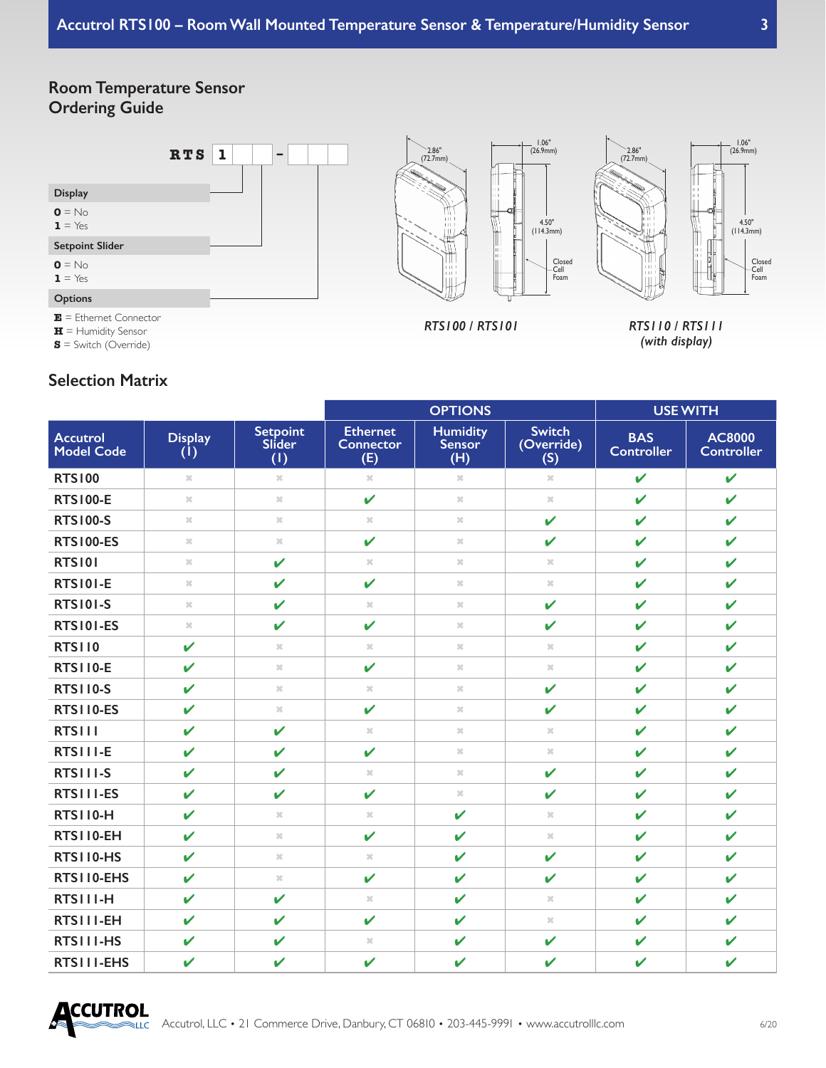## Room Temperature Sensor Ordering Guide

RTS 1 _ _ - _ _ _

**Display**

0 = No
1 = Yes

**Setpoint Slider**

0 = No
1 = Yes

**Options**

E = Ethernet Connector
H = Humidity Sensor
S = Switch (Override)

2.86" (72.7mm)
1.06" (26.9mm)
4.50" (114.3mm)
Closed Cell Foam

*RTS100 / RTS101*

2.86" (72.7mm)
1.06" (26.9mm)
4.50" (114.3mm)
Closed Cell Foam

*RTS110 / RTS111 (with display)*

## Selection Matrix

| | | | OPTIONS | | | USE WITH | |
|---|---|---|---|---|---|---|---|
| Accutrol Model Code | Display (1) | Setpoint Slider (1) | Ethernet Connector (E) | Humidity Sensor (H) | Switch (Override) (S) | BAS Controller | AC8000 Controller |
| RTS100 | ✗ | ✗ | ✗ | ✗ | ✗ | ✔ | ✔ |
| RTS100-E | ✗ | ✗ | ✔ | ✗ | ✗ | ✔ | ✔ |
| RTS100-S | ✗ | ✗ | ✗ | ✗ | ✔ | ✔ | ✔ |
| RTS100-ES | ✗ | ✗ | ✔ | ✗ | ✔ | ✔ | ✔ |
| RTS101 | ✗ | ✔ | ✗ | ✗ | ✗ | ✔ | ✔ |
| RTS101-E | ✗ | ✔ | ✔ | ✗ | ✗ | ✔ | ✔ |
| RTS101-S | ✗ | ✔ | ✗ | ✗ | ✔ | ✔ | ✔ |
| RTS101-ES | ✗ | ✔ | ✔ | ✗ | ✔ | ✔ | ✔ |
| RTS110 | ✔ | ✗ | ✗ | ✗ | ✗ | ✔ | ✔ |
| RTS110-E | ✔ | ✗ | ✔ | ✗ | ✗ | ✔ | ✔ |
| RTS110-S | ✔ | ✗ | ✗ | ✗ | ✔ | ✔ | ✔ |
| RTS110-ES | ✔ | ✗ | ✔ | ✗ | ✔ | ✔ | ✔ |
| RTS111 | ✔ | ✔ | ✗ | ✗ | ✗ | ✔ | ✔ |
| RTS111-E | ✔ | ✔ | ✔ | ✗ | ✗ | ✔ | ✔ |
| RTS111-S | ✔ | ✔ | ✗ | ✗ | ✔ | ✔ | ✔ |
| RTS111-ES | ✔ | ✔ | ✔ | ✗ | ✔ | ✔ | ✔ |
| RTS110-H | ✔ | ✗ | ✗ | ✔ | ✗ | ✔ | ✔ |
| RTS110-EH | ✔ | ✗ | ✔ | ✔ | ✗ | ✔ | ✔ |
| RTS110-HS | ✔ | ✗ | ✗ | ✔ | ✔ | ✔ | ✔ |
| RTS110-EHS | ✔ | ✗ | ✔ | ✔ | ✔ | ✔ | ✔ |
| RTS111-H | ✔ | ✔ | ✗ | ✔ | ✗ | ✔ | ✔ |
| RTS111-EH | ✔ | ✔ | ✔ | ✔ | ✗ | ✔ | ✔ |
| RTS111-HS | ✔ | ✔ | ✗ | ✔ | ✔ | ✔ | ✔ |
| RTS111-EHS | ✔ | ✔ | ✔ | ✔ | ✔ | ✔ | ✔ |

ACCUTROL LLC Accutrol, LLC • 21 Commerce Drive, Danbury, CT 06810 • 203-445-9991 • www.accutrolllc.com 6/20